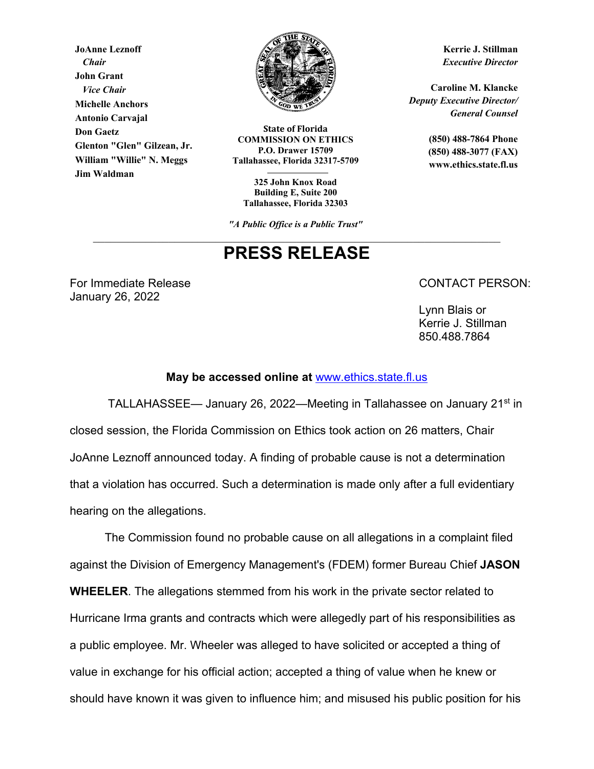**JoAnne Leznoff**
*Chair*
**John Grant**
*Vice Chair*
**Michelle Anchors**
**Antonio Carvajal**
**Don Gaetz**
**Glenton "Glen" Gilzean, Jr.**
**William "Willie" N. Meggs**
**Jim Waldman**

**State of Florida**
**COMMISSION ON ETHICS**
**P.O. Drawer 15709**
**Tallahassee, Florida 32317-5709**

**325 John Knox Road**
**Building E, Suite 200**
**Tallahassee, Florida 32303**

*"A Public Office is a Public Trust"*

**Kerrie J. Stillman**
*Executive Director*

**Caroline M. Klancke**
*Deputy Executive Director/ General Counsel*

**(850) 488-7864 Phone**
**(850) 488-3077 (FAX)**
**www.ethics.state.fl.us**

# PRESS RELEASE

For Immediate Release
January 26, 2022

CONTACT PERSON:

Lynn Blais or
Kerrie J. Stillman
850.488.7864

**May be accessed online at** www.ethics.state.fl.us

TALLAHASSEE— January 26, 2022—Meeting in Tallahassee on January 21st in closed session, the Florida Commission on Ethics took action on 26 matters, Chair JoAnne Leznoff announced today. A finding of probable cause is not a determination that a violation has occurred. Such a determination is made only after a full evidentiary hearing on the allegations.

The Commission found no probable cause on all allegations in a complaint filed against the Division of Emergency Management's (FDEM) former Bureau Chief **JASON WHEELER**. The allegations stemmed from his work in the private sector related to Hurricane Irma grants and contracts which were allegedly part of his responsibilities as a public employee. Mr. Wheeler was alleged to have solicited or accepted a thing of value in exchange for his official action; accepted a thing of value when he knew or should have known it was given to influence him; and misused his public position for his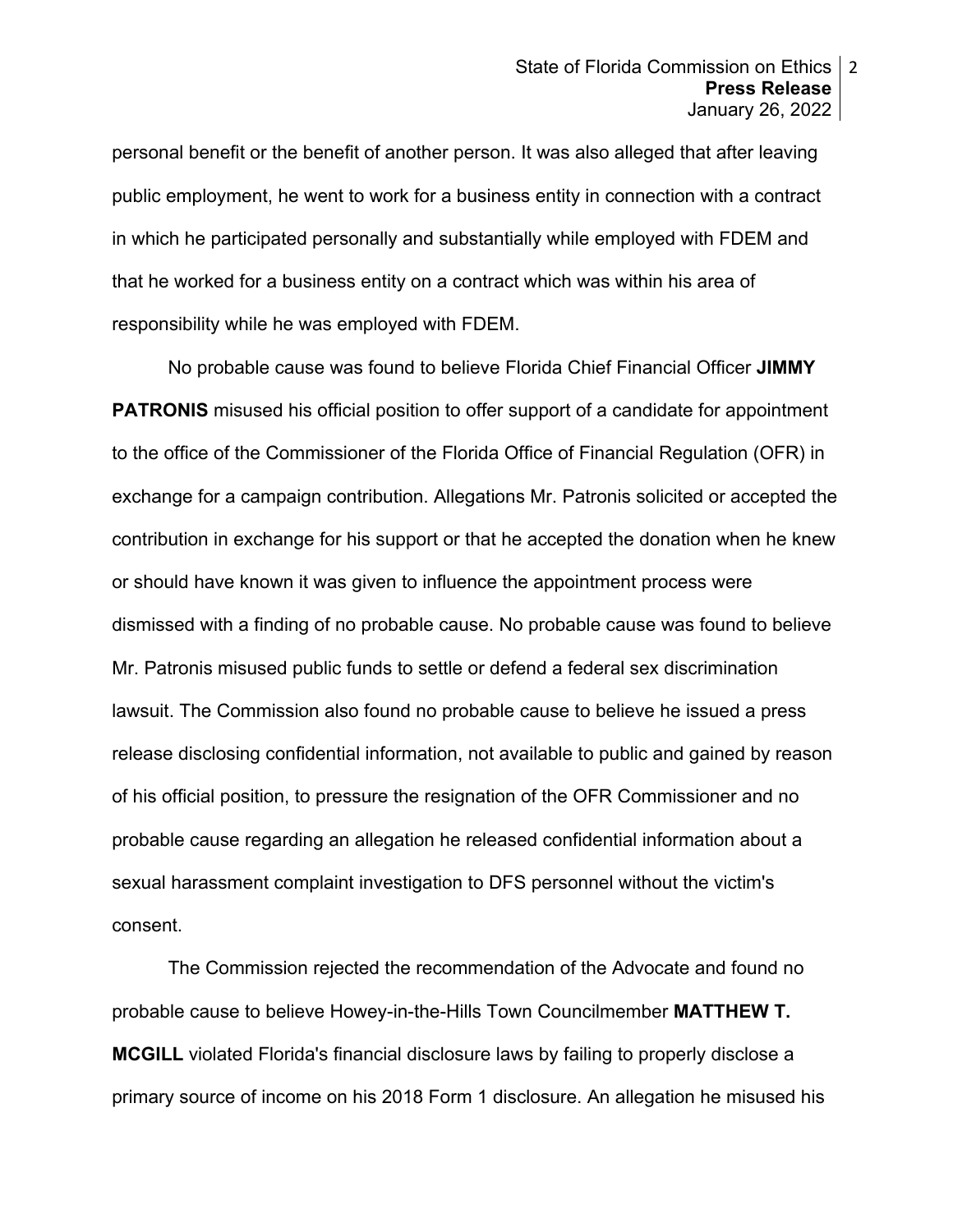personal benefit or the benefit of another person. It was also alleged that after leaving public employment, he went to work for a business entity in connection with a contract in which he participated personally and substantially while employed with FDEM and that he worked for a business entity on a contract which was within his area of responsibility while he was employed with FDEM.

No probable cause was found to believe Florida Chief Financial Officer **JIMMY PATRONIS** misused his official position to offer support of a candidate for appointment to the office of the Commissioner of the Florida Office of Financial Regulation (OFR) in exchange for a campaign contribution. Allegations Mr. Patronis solicited or accepted the contribution in exchange for his support or that he accepted the donation when he knew or should have known it was given to influence the appointment process were dismissed with a finding of no probable cause. No probable cause was found to believe Mr. Patronis misused public funds to settle or defend a federal sex discrimination lawsuit. The Commission also found no probable cause to believe he issued a press release disclosing confidential information, not available to public and gained by reason of his official position, to pressure the resignation of the OFR Commissioner and no probable cause regarding an allegation he released confidential information about a sexual harassment complaint investigation to DFS personnel without the victim's consent.

The Commission rejected the recommendation of the Advocate and found no probable cause to believe Howey-in-the-Hills Town Councilmember **MATTHEW T. MCGILL** violated Florida's financial disclosure laws by failing to properly disclose a primary source of income on his 2018 Form 1 disclosure. An allegation he misused his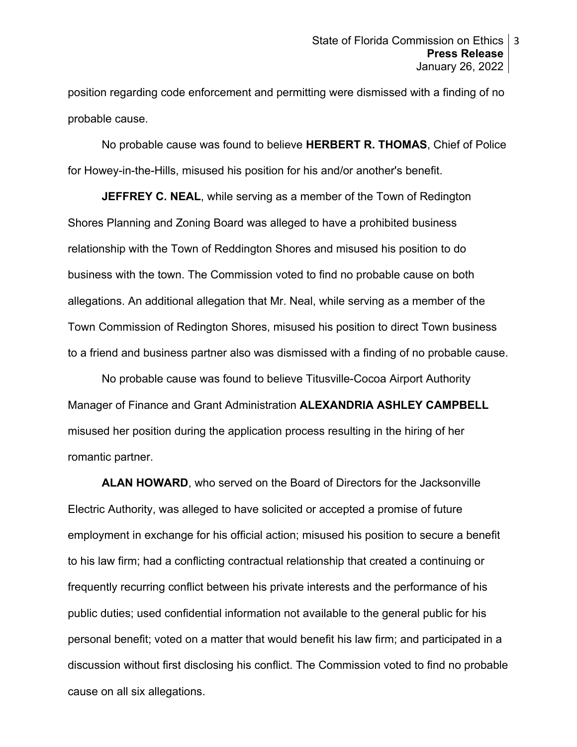position regarding code enforcement and permitting were dismissed with a finding of no probable cause.

No probable cause was found to believe **HERBERT R. THOMAS**, Chief of Police for Howey-in-the-Hills, misused his position for his and/or another's benefit.

**JEFFREY C. NEAL**, while serving as a member of the Town of Redington Shores Planning and Zoning Board was alleged to have a prohibited business relationship with the Town of Reddington Shores and misused his position to do business with the town. The Commission voted to find no probable cause on both allegations. An additional allegation that Mr. Neal, while serving as a member of the Town Commission of Redington Shores, misused his position to direct Town business to a friend and business partner also was dismissed with a finding of no probable cause.

No probable cause was found to believe Titusville-Cocoa Airport Authority Manager of Finance and Grant Administration **ALEXANDRIA ASHLEY CAMPBELL** misused her position during the application process resulting in the hiring of her romantic partner.

**ALAN HOWARD**, who served on the Board of Directors for the Jacksonville Electric Authority, was alleged to have solicited or accepted a promise of future employment in exchange for his official action; misused his position to secure a benefit to his law firm; had a conflicting contractual relationship that created a continuing or frequently recurring conflict between his private interests and the performance of his public duties; used confidential information not available to the general public for his personal benefit; voted on a matter that would benefit his law firm; and participated in a discussion without first disclosing his conflict. The Commission voted to find no probable cause on all six allegations.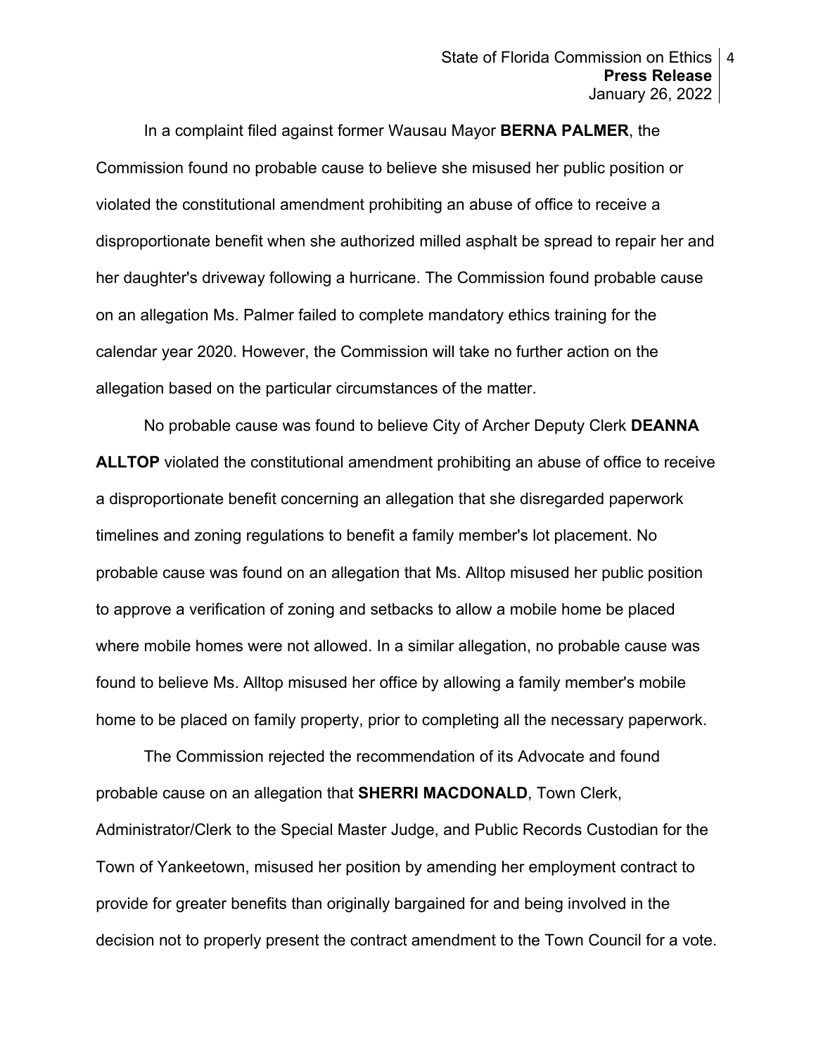In a complaint filed against former Wausau Mayor **BERNA PALMER**, the Commission found no probable cause to believe she misused her public position or violated the constitutional amendment prohibiting an abuse of office to receive a disproportionate benefit when she authorized milled asphalt be spread to repair her and her daughter's driveway following a hurricane. The Commission found probable cause on an allegation Ms. Palmer failed to complete mandatory ethics training for the calendar year 2020. However, the Commission will take no further action on the allegation based on the particular circumstances of the matter.

No probable cause was found to believe City of Archer Deputy Clerk **DEANNA ALLTOP** violated the constitutional amendment prohibiting an abuse of office to receive a disproportionate benefit concerning an allegation that she disregarded paperwork timelines and zoning regulations to benefit a family member's lot placement. No probable cause was found on an allegation that Ms. Alltop misused her public position to approve a verification of zoning and setbacks to allow a mobile home be placed where mobile homes were not allowed. In a similar allegation, no probable cause was found to believe Ms. Alltop misused her office by allowing a family member's mobile home to be placed on family property, prior to completing all the necessary paperwork.

The Commission rejected the recommendation of its Advocate and found probable cause on an allegation that **SHERRI MACDONALD**, Town Clerk, Administrator/Clerk to the Special Master Judge, and Public Records Custodian for the Town of Yankeetown, misused her position by amending her employment contract to provide for greater benefits than originally bargained for and being involved in the decision not to properly present the contract amendment to the Town Council for a vote.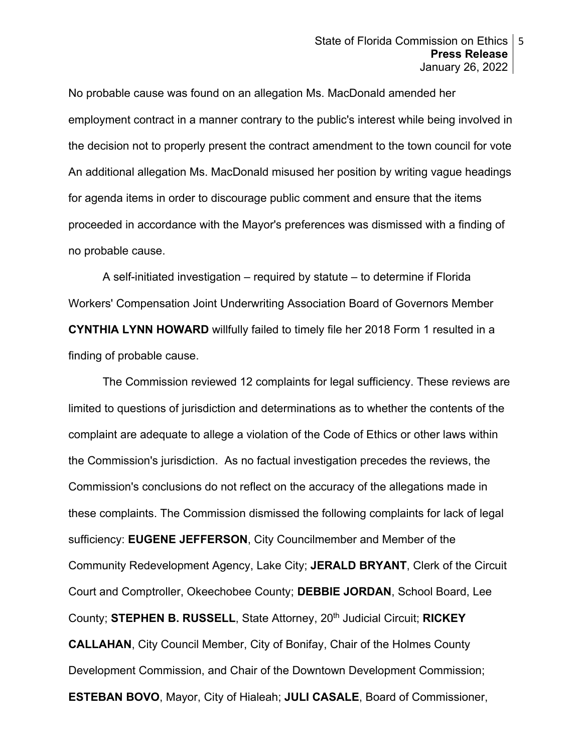No probable cause was found on an allegation Ms. MacDonald amended her employment contract in a manner contrary to the public's interest while being involved in the decision not to properly present the contract amendment to the town council for vote An additional allegation Ms. MacDonald misused her position by writing vague headings for agenda items in order to discourage public comment and ensure that the items proceeded in accordance with the Mayor's preferences was dismissed with a finding of no probable cause.

A self-initiated investigation – required by statute – to determine if Florida Workers' Compensation Joint Underwriting Association Board of Governors Member **CYNTHIA LYNN HOWARD** willfully failed to timely file her 2018 Form 1 resulted in a finding of probable cause.

The Commission reviewed 12 complaints for legal sufficiency. These reviews are limited to questions of jurisdiction and determinations as to whether the contents of the complaint are adequate to allege a violation of the Code of Ethics or other laws within the Commission's jurisdiction. As no factual investigation precedes the reviews, the Commission's conclusions do not reflect on the accuracy of the allegations made in these complaints. The Commission dismissed the following complaints for lack of legal sufficiency: **EUGENE JEFFERSON**, City Councilmember and Member of the Community Redevelopment Agency, Lake City; **JERALD BRYANT**, Clerk of the Circuit Court and Comptroller, Okeechobee County; **DEBBIE JORDAN**, School Board, Lee County; **STEPHEN B. RUSSELL**, State Attorney, 20th Judicial Circuit; **RICKEY CALLAHAN**, City Council Member, City of Bonifay, Chair of the Holmes County Development Commission, and Chair of the Downtown Development Commission; **ESTEBAN BOVO**, Mayor, City of Hialeah; **JULI CASALE**, Board of Commissioner,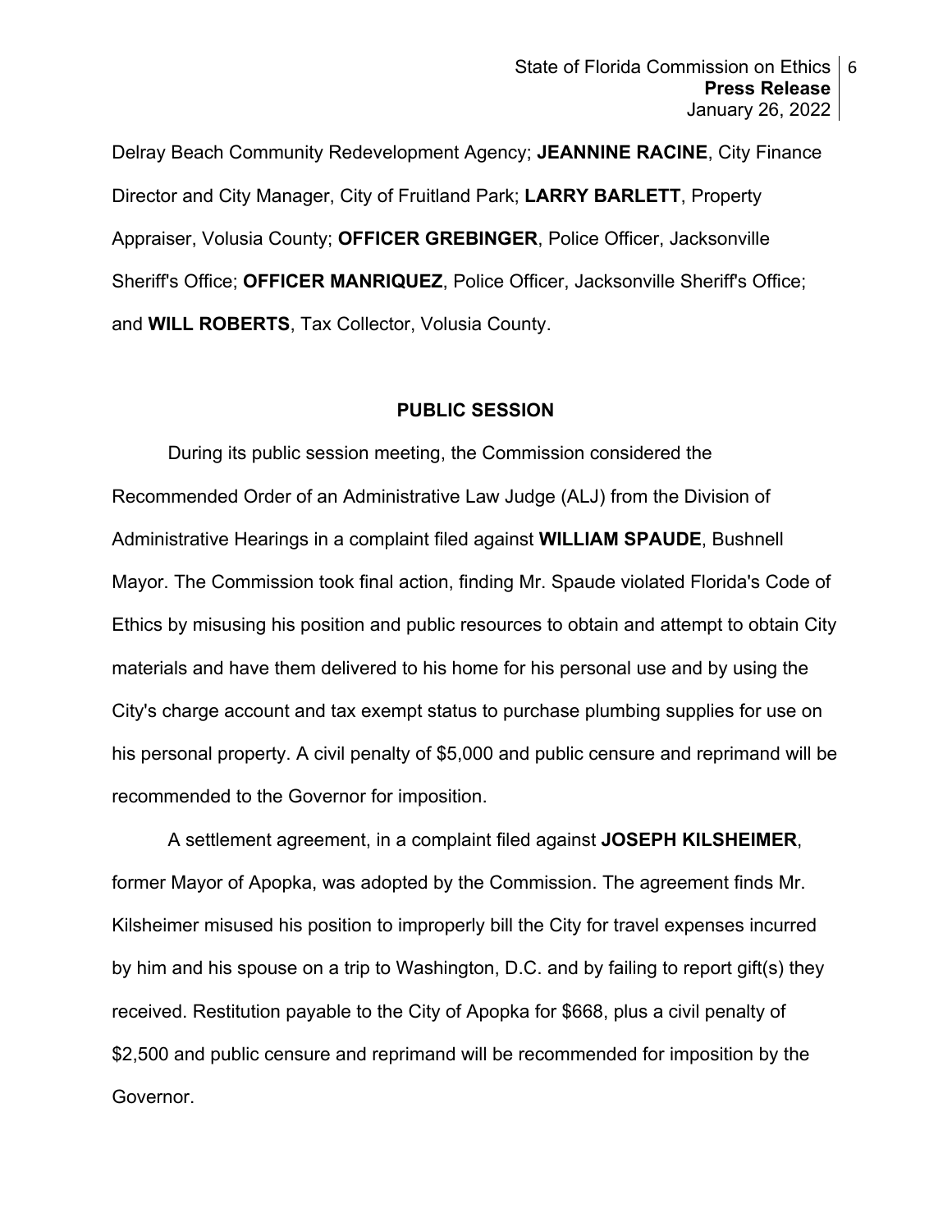Delray Beach Community Redevelopment Agency; **JEANNINE RACINE**, City Finance Director and City Manager, City of Fruitland Park; **LARRY BARLETT**, Property Appraiser, Volusia County; **OFFICER GREBINGER**, Police Officer, Jacksonville Sheriff's Office; **OFFICER MANRIQUEZ**, Police Officer, Jacksonville Sheriff's Office; and **WILL ROBERTS**, Tax Collector, Volusia County.

## PUBLIC SESSION

During its public session meeting, the Commission considered the Recommended Order of an Administrative Law Judge (ALJ) from the Division of Administrative Hearings in a complaint filed against **WILLIAM SPAUDE**, Bushnell Mayor. The Commission took final action, finding Mr. Spaude violated Florida's Code of Ethics by misusing his position and public resources to obtain and attempt to obtain City materials and have them delivered to his home for his personal use and by using the City's charge account and tax exempt status to purchase plumbing supplies for use on his personal property. A civil penalty of $5,000 and public censure and reprimand will be recommended to the Governor for imposition.

A settlement agreement, in a complaint filed against **JOSEPH KILSHEIMER**, former Mayor of Apopka, was adopted by the Commission. The agreement finds Mr. Kilsheimer misused his position to improperly bill the City for travel expenses incurred by him and his spouse on a trip to Washington, D.C. and by failing to report gift(s) they received. Restitution payable to the City of Apopka for $668, plus a civil penalty of $2,500 and public censure and reprimand will be recommended for imposition by the Governor.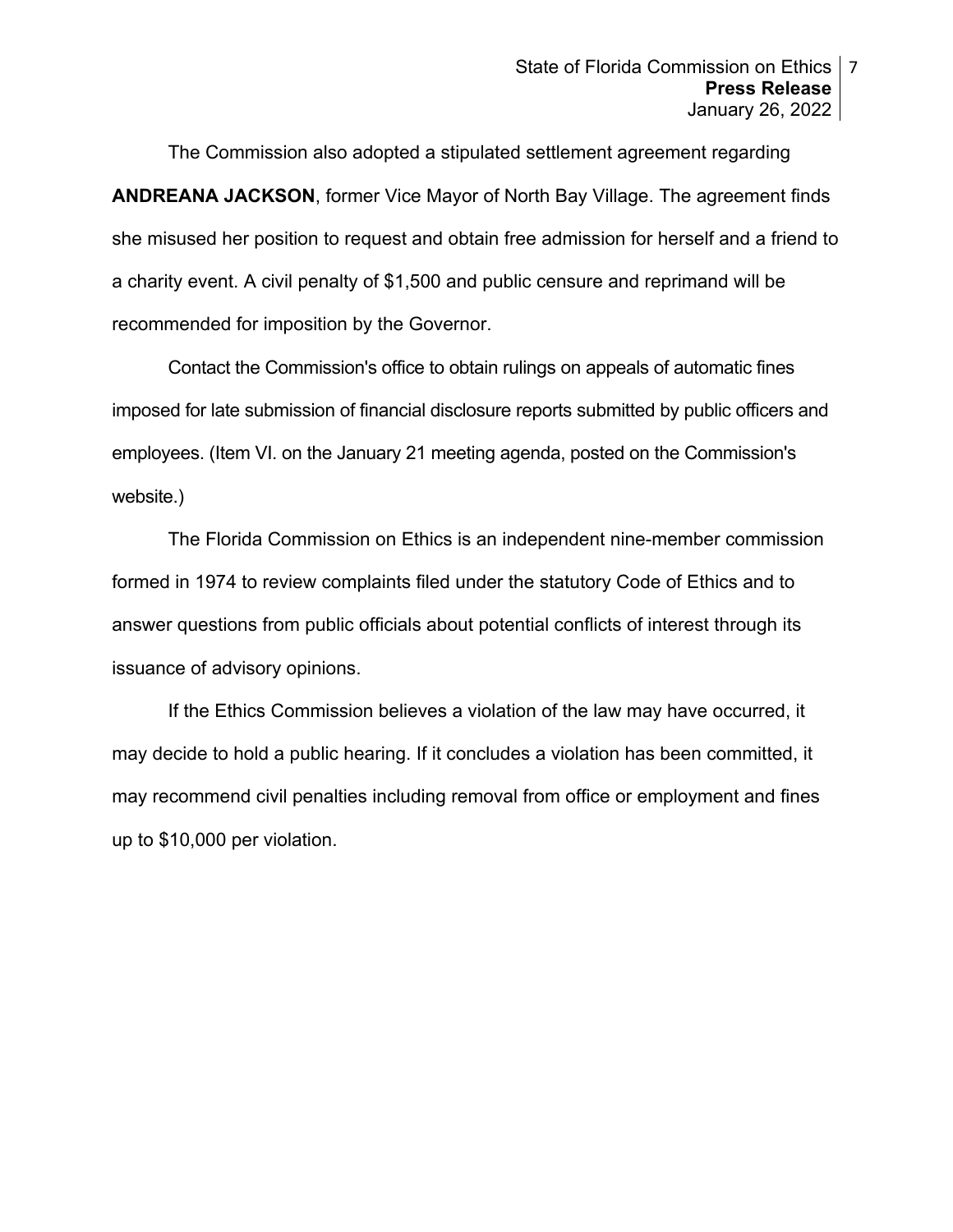The Commission also adopted a stipulated settlement agreement regarding **ANDREANA JACKSON**, former Vice Mayor of North Bay Village. The agreement finds she misused her position to request and obtain free admission for herself and a friend to a charity event. A civil penalty of $1,500 and public censure and reprimand will be recommended for imposition by the Governor.

Contact the Commission's office to obtain rulings on appeals of automatic fines imposed for late submission of financial disclosure reports submitted by public officers and employees. (Item VI. on the January 21 meeting agenda, posted on the Commission's website.)

The Florida Commission on Ethics is an independent nine-member commission formed in 1974 to review complaints filed under the statutory Code of Ethics and to answer questions from public officials about potential conflicts of interest through its issuance of advisory opinions.

If the Ethics Commission believes a violation of the law may have occurred, it may decide to hold a public hearing. If it concludes a violation has been committed, it may recommend civil penalties including removal from office or employment and fines up to $10,000 per violation.